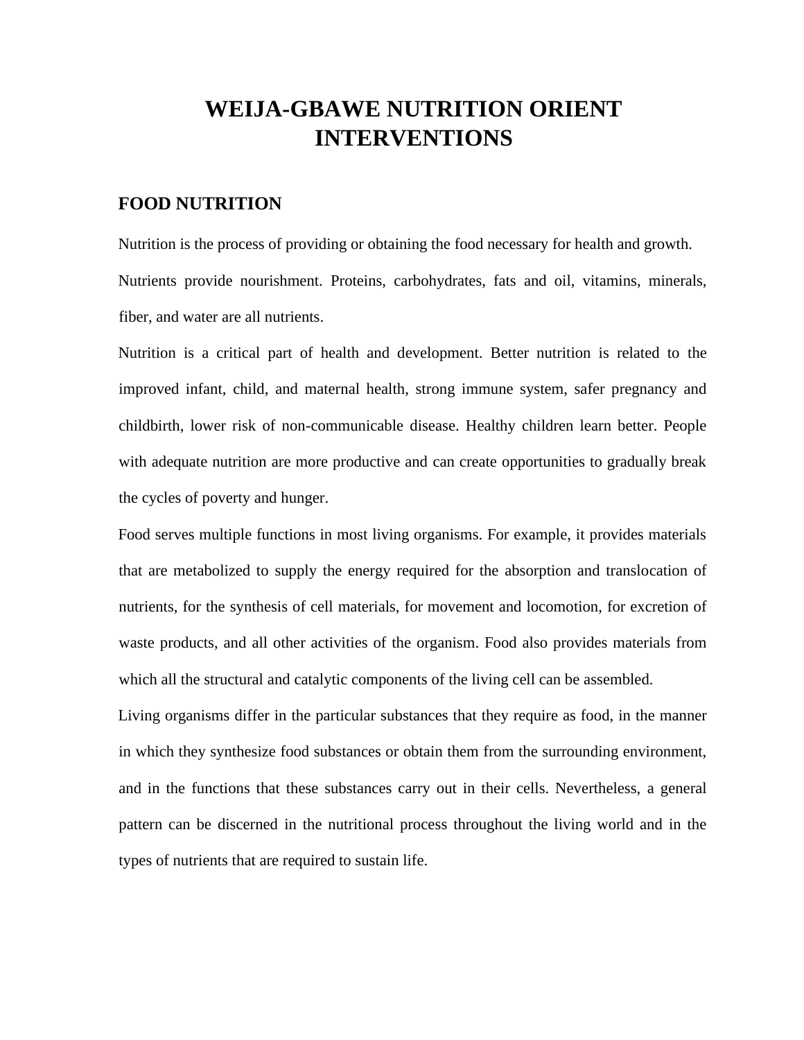# WEIJA-GBAWE NUTRITION ORIENT INTERVENTIONS

## FOOD NUTRITION

Nutrition is the process of providing or obtaining the food necessary for health and growth. Nutrients provide nourishment. Proteins, carbohydrates, fats and oil, vitamins, minerals, fiber, and water are all nutrients.

Nutrition is a critical part of health and development. Better nutrition is related to the improved infant, child, and maternal health, strong immune system, safer pregnancy and childbirth, lower risk of non-communicable disease. Healthy children learn better. People with adequate nutrition are more productive and can create opportunities to gradually break the cycles of poverty and hunger.

Food serves multiple functions in most living organisms. For example, it provides materials that are metabolized to supply the energy required for the absorption and translocation of nutrients, for the synthesis of cell materials, for movement and locomotion, for excretion of waste products, and all other activities of the organism. Food also provides materials from which all the structural and catalytic components of the living cell can be assembled.

Living organisms differ in the particular substances that they require as food, in the manner in which they synthesize food substances or obtain them from the surrounding environment, and in the functions that these substances carry out in their cells. Nevertheless, a general pattern can be discerned in the nutritional process throughout the living world and in the types of nutrients that are required to sustain life.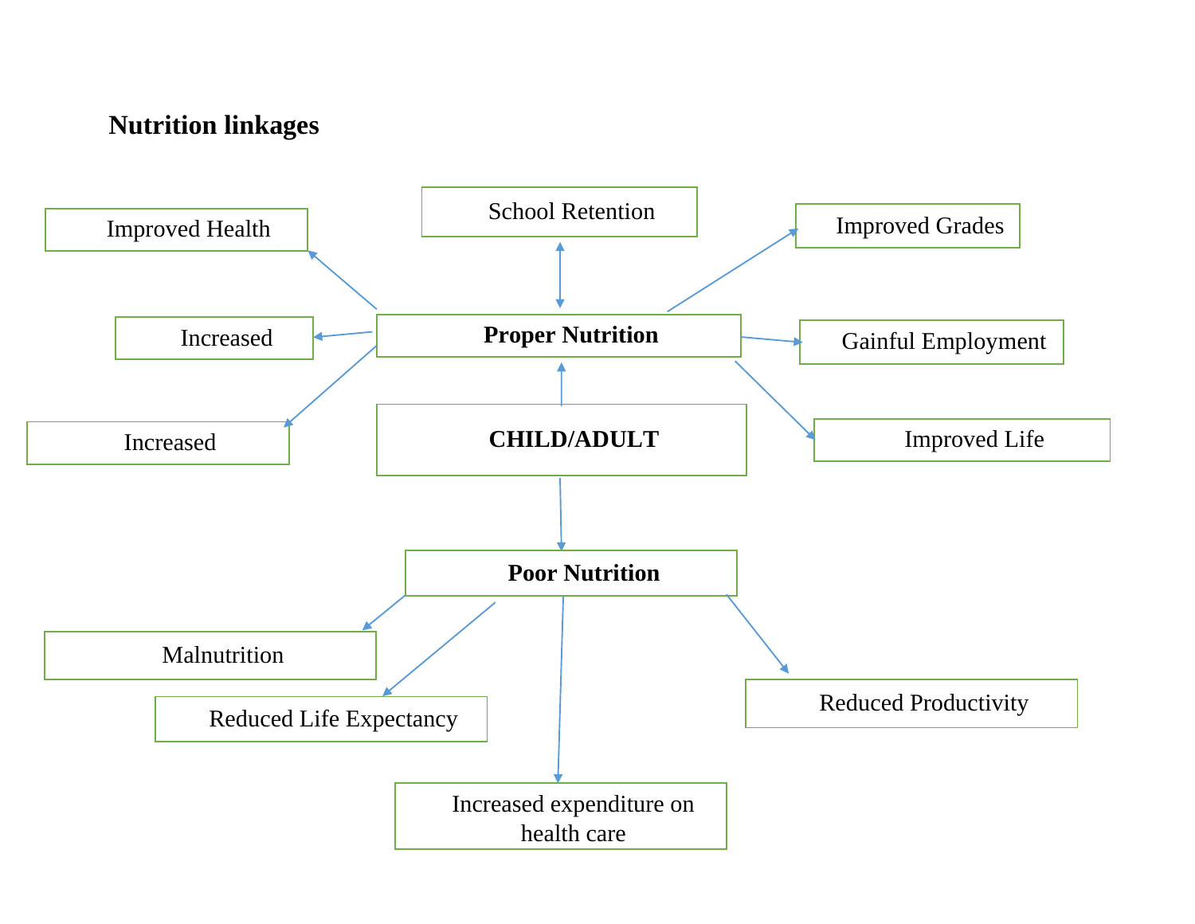**Nutrition linkages**

- **CHILD/ADULT**
  - **Proper Nutrition**
    - Improved Health
    - Increased
    - Increased
    - School Retention
    - Improved Grades
    - Gainful Employment
    - Improved Life
  - **Poor Nutrition**
    - Malnutrition
    - Reduced Life Expectancy
    - Increased expenditure on health care
    - Reduced Productivity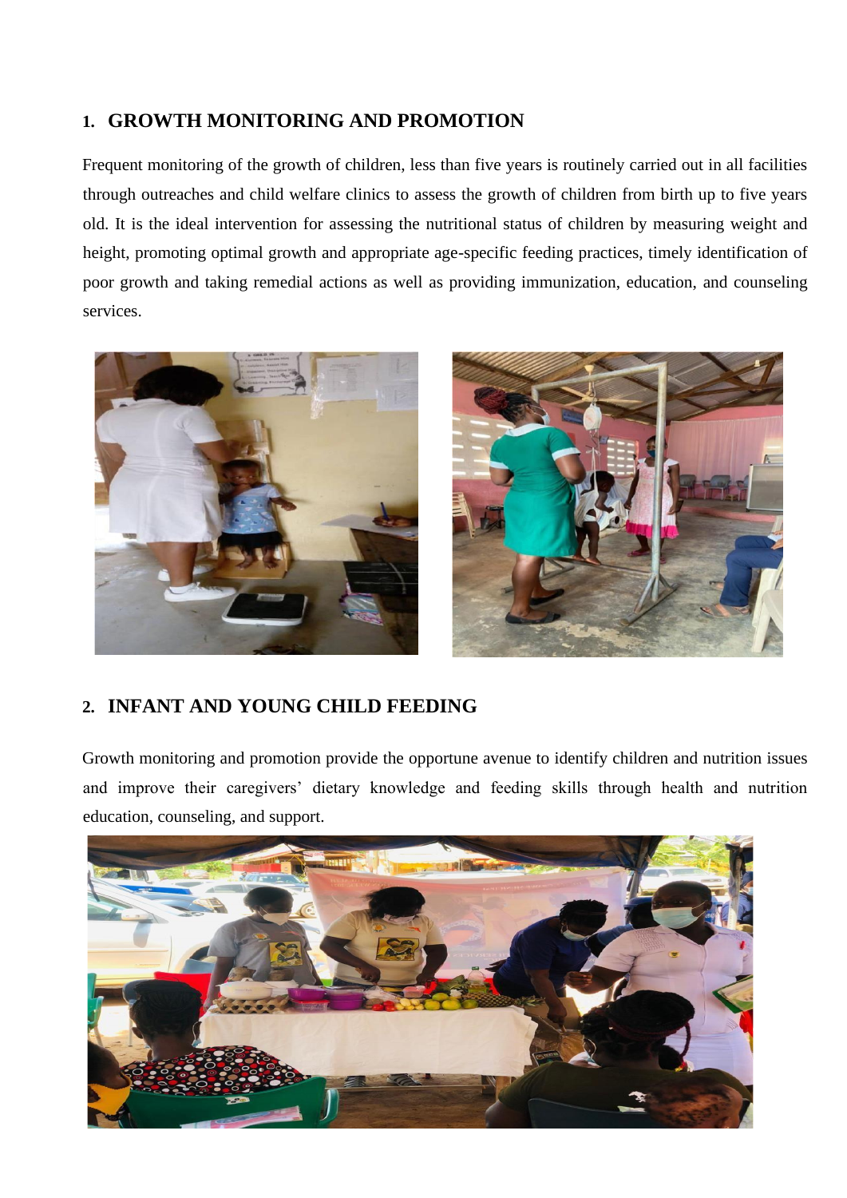## 1. GROWTH MONITORING AND PROMOTION

Frequent monitoring of the growth of children, less than five years is routinely carried out in all facilities through outreaches and child welfare clinics to assess the growth of children from birth up to five years old. It is the ideal intervention for assessing the nutritional status of children by measuring weight and height, promoting optimal growth and appropriate age-specific feeding practices, timely identification of poor growth and taking remedial actions as well as providing immunization, education, and counseling services.

## 2. INFANT AND YOUNG CHILD FEEDING

Growth monitoring and promotion provide the opportune avenue to identify children and nutrition issues and improve their caregivers' dietary knowledge and feeding skills through health and nutrition education, counseling, and support.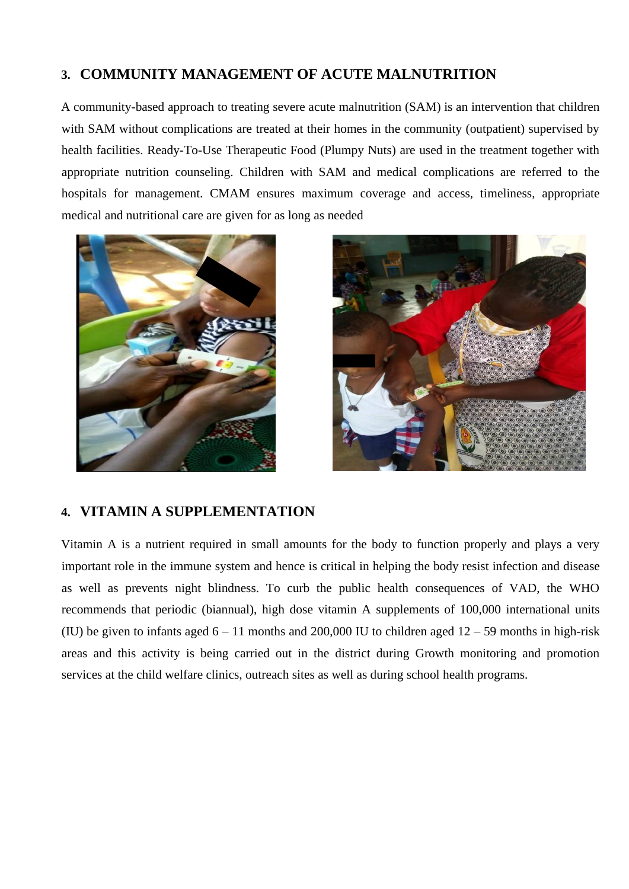## 3. COMMUNITY MANAGEMENT OF ACUTE MALNUTRITION

A community-based approach to treating severe acute malnutrition (SAM) is an intervention that children with SAM without complications are treated at their homes in the community (outpatient) supervised by health facilities. Ready-To-Use Therapeutic Food (Plumpy Nuts) are used in the treatment together with appropriate nutrition counseling. Children with SAM and medical complications are referred to the hospitals for management. CMAM ensures maximum coverage and access, timeliness, appropriate medical and nutritional care are given for as long as needed

## 4. VITAMIN A SUPPLEMENTATION

Vitamin A is a nutrient required in small amounts for the body to function properly and plays a very important role in the immune system and hence is critical in helping the body resist infection and disease as well as prevents night blindness. To curb the public health consequences of VAD, the WHO recommends that periodic (biannual), high dose vitamin A supplements of 100,000 international units (IU) be given to infants aged 6 – 11 months and 200,000 IU to children aged 12 – 59 months in high-risk areas and this activity is being carried out in the district during Growth monitoring and promotion services at the child welfare clinics, outreach sites as well as during school health programs.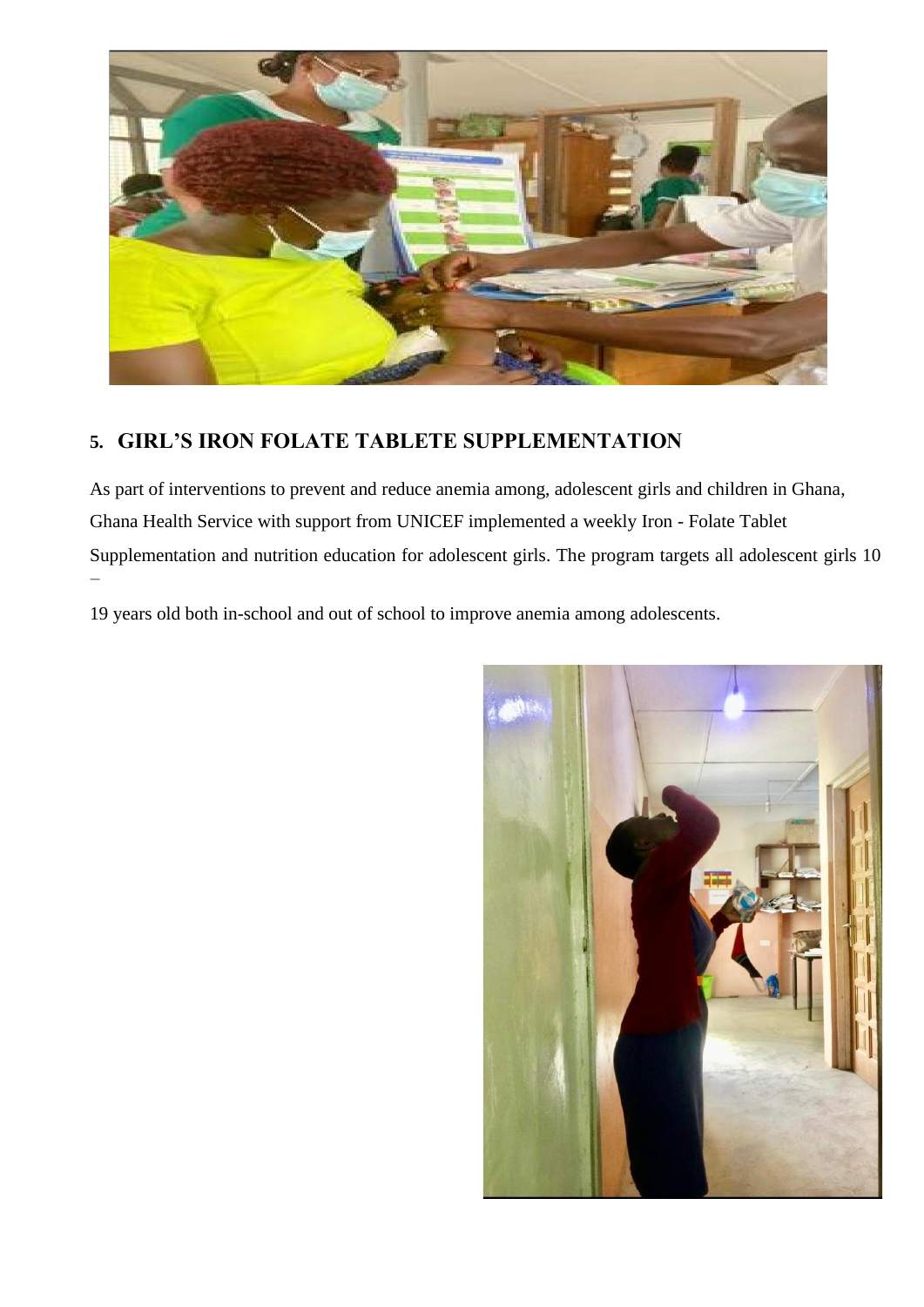## 5. GIRL'S IRON FOLATE TABLETE SUPPLEMENTATION

As part of interventions to prevent and reduce anemia among, adolescent girls and children in Ghana, Ghana Health Service with support from UNICEF implemented a weekly Iron - Folate Tablet Supplementation and nutrition education for adolescent girls. The program targets all adolescent girls 10 – 19 years old both in-school and out of school to improve anemia among adolescents.